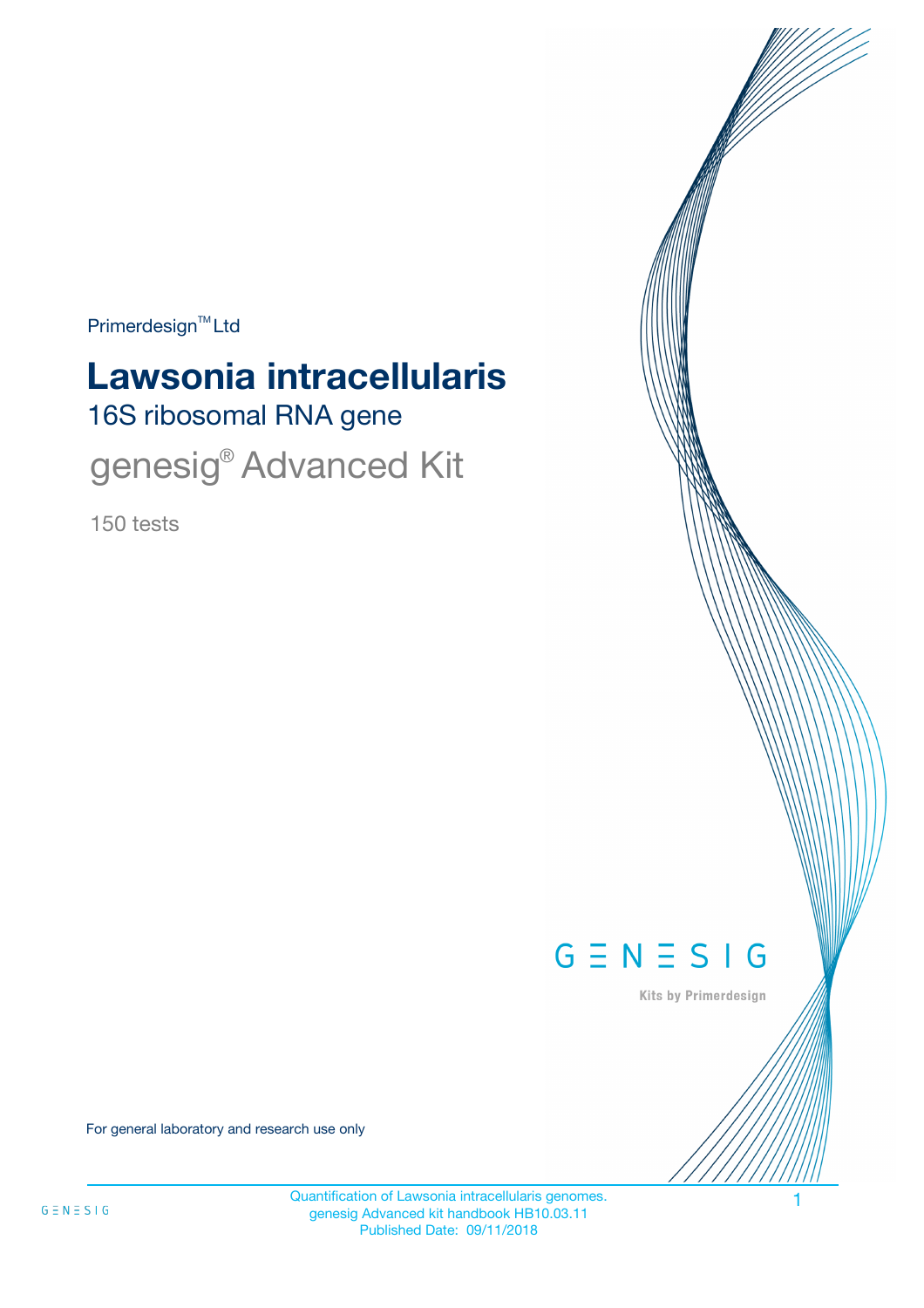Primerdesign™ Ltd

# Lawsonia intracellularis

## 16S ribosomal RNA gene

genesig® Advanced Kit

150 tests

GENESIG

Kits by Primerdesign

For general laboratory and research use only

Quantification of Lawsonia intracellularis genomes.
genesig Advanced kit handbook HB10.03.11
Published Date: 09/11/2018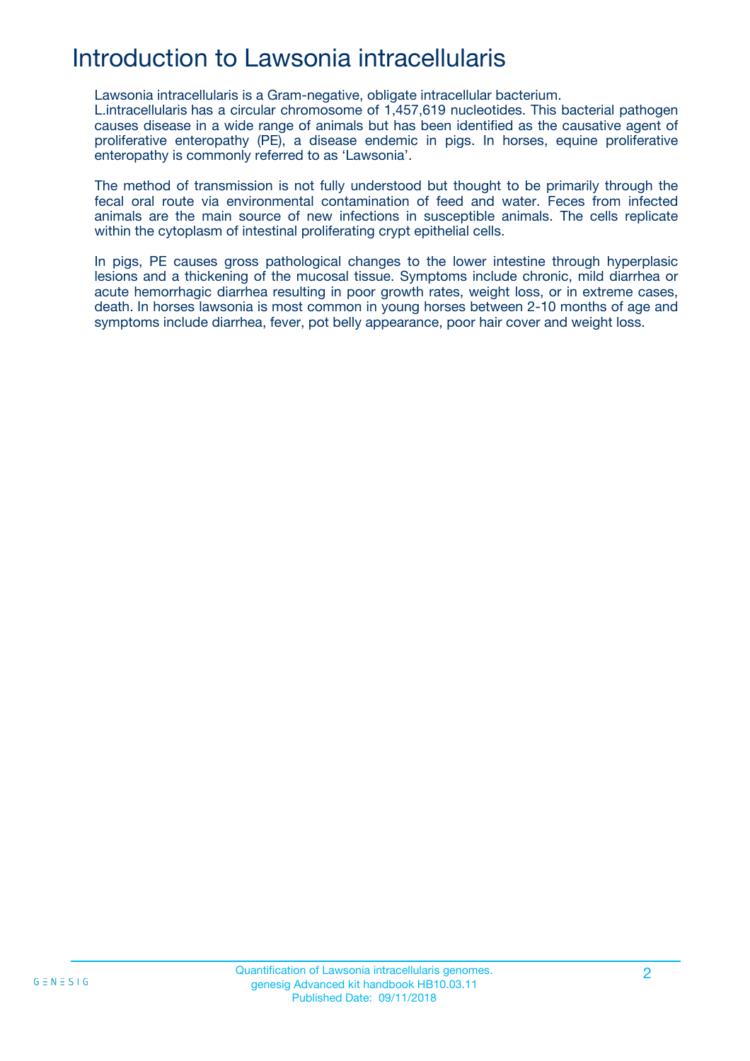# Introduction to Lawsonia intracellularis

Lawsonia intracellularis is a Gram-negative, obligate intracellular bacterium. L.intracellularis has a circular chromosome of 1,457,619 nucleotides. This bacterial pathogen causes disease in a wide range of animals but has been identified as the causative agent of proliferative enteropathy (PE), a disease endemic in pigs. In horses, equine proliferative enteropathy is commonly referred to as 'Lawsonia'.

The method of transmission is not fully understood but thought to be primarily through the fecal oral route via environmental contamination of feed and water. Feces from infected animals are the main source of new infections in susceptible animals. The cells replicate within the cytoplasm of intestinal proliferating crypt epithelial cells.

In pigs, PE causes gross pathological changes to the lower intestine through hyperplasic lesions and a thickening of the mucosal tissue. Symptoms include chronic, mild diarrhea or acute hemorrhagic diarrhea resulting in poor growth rates, weight loss, or in extreme cases, death. In horses lawsonia is most common in young horses between 2-10 months of age and symptoms include diarrhea, fever, pot belly appearance, poor hair cover and weight loss.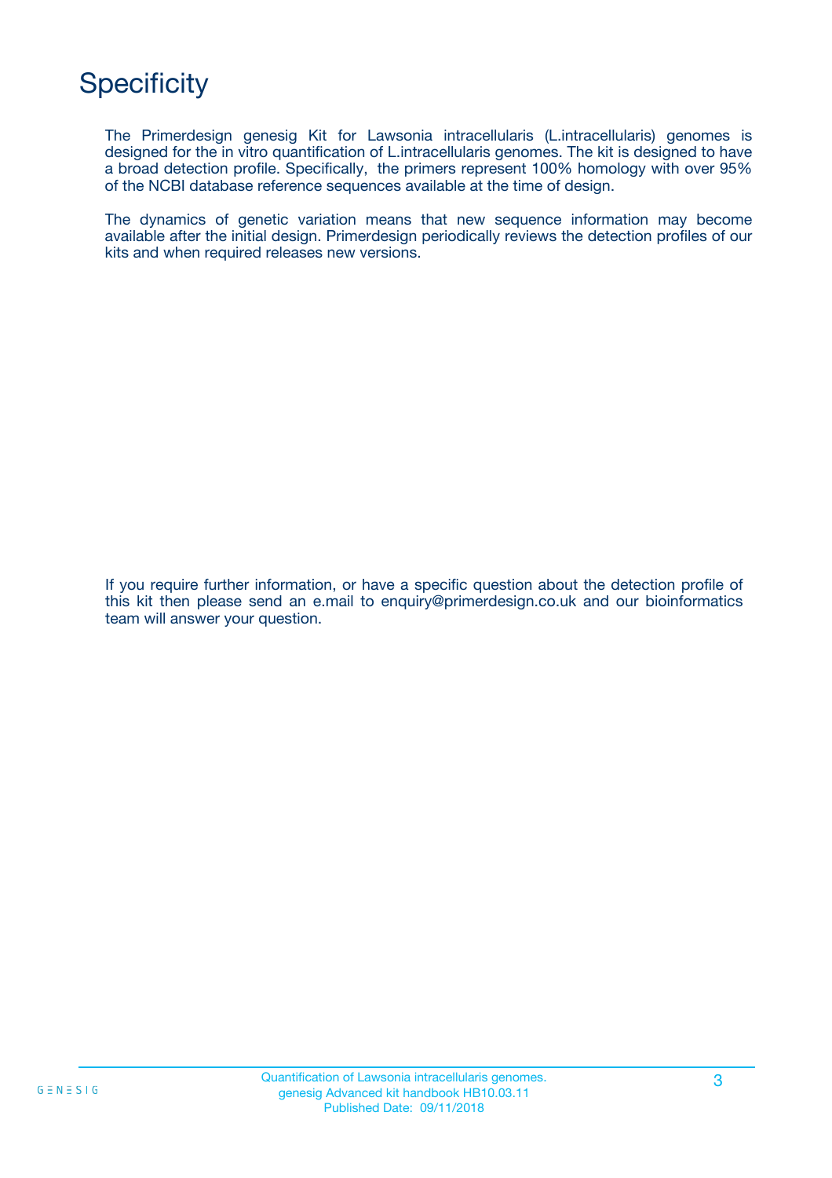# Specificity

The Primerdesign genesig Kit for Lawsonia intracellularis (L.intracellularis) genomes is designed for the in vitro quantification of L.intracellularis genomes. The kit is designed to have a broad detection profile. Specifically, the primers represent 100% homology with over 95% of the NCBI database reference sequences available at the time of design.

The dynamics of genetic variation means that new sequence information may become available after the initial design. Primerdesign periodically reviews the detection profiles of our kits and when required releases new versions.

If you require further information, or have a specific question about the detection profile of this kit then please send an e.mail to enquiry@primerdesign.co.uk and our bioinformatics team will answer your question.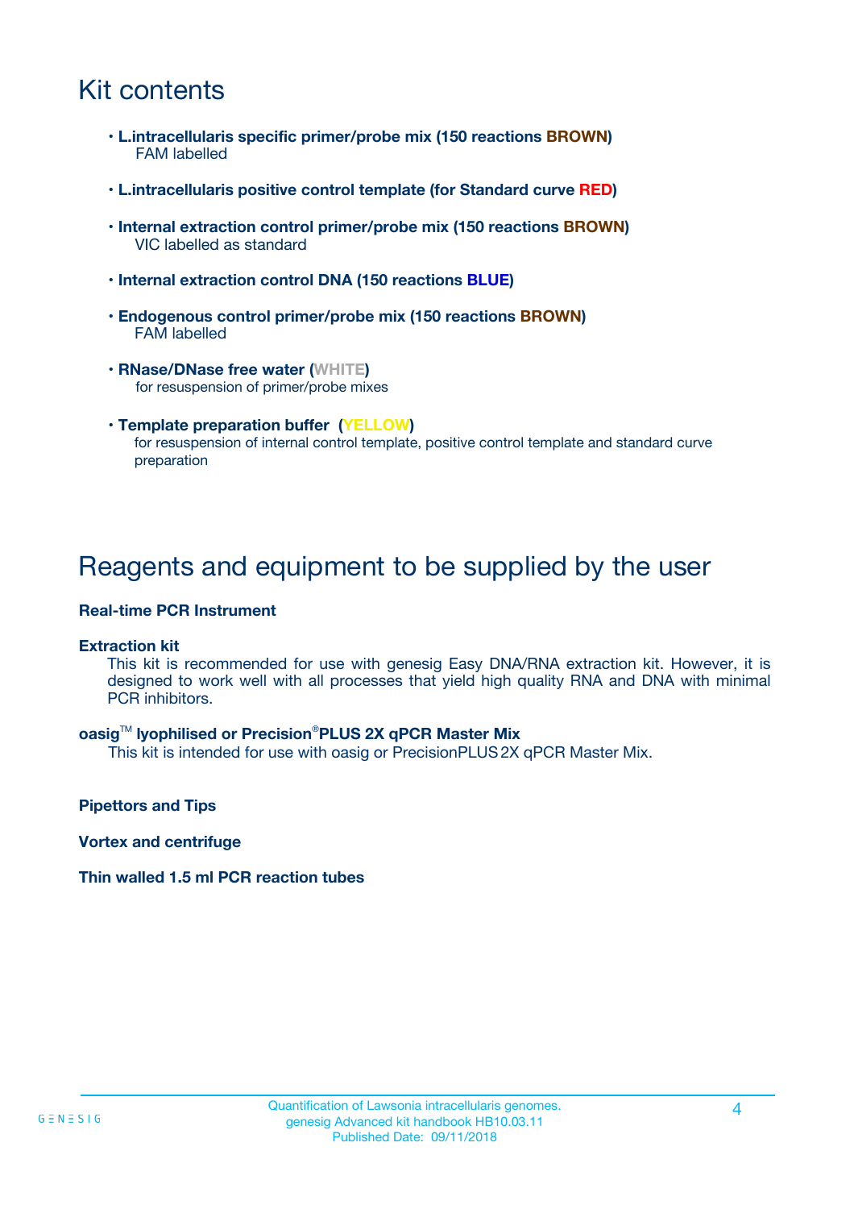# Kit contents

- **L.intracellularis specific primer/probe mix (150 reactions BROWN)**
  FAM labelled
- **L.intracellularis positive control template (for Standard curve RED)**
- **Internal extraction control primer/probe mix (150 reactions BROWN)**
  VIC labelled as standard
- **Internal extraction control DNA (150 reactions BLUE)**
- **Endogenous control primer/probe mix (150 reactions BROWN)**
  FAM labelled
- **RNase/DNase free water (WHITE)**
  for resuspension of primer/probe mixes
- **Template preparation buffer (YELLOW)**
  for resuspension of internal control template, positive control template and standard curve preparation

# Reagents and equipment to be supplied by the user

**Real-time PCR Instrument**

**Extraction kit**

This kit is recommended for use with genesig Easy DNA/RNA extraction kit. However, it is designed to work well with all processes that yield high quality RNA and DNA with minimal PCR inhibitors.

**oasig™ lyophilised or Precision®PLUS 2X qPCR Master Mix**

This kit is intended for use with oasig or PrecisionPLUS 2X qPCR Master Mix.

**Pipettors and Tips**

**Vortex and centrifuge**

**Thin walled 1.5 ml PCR reaction tubes**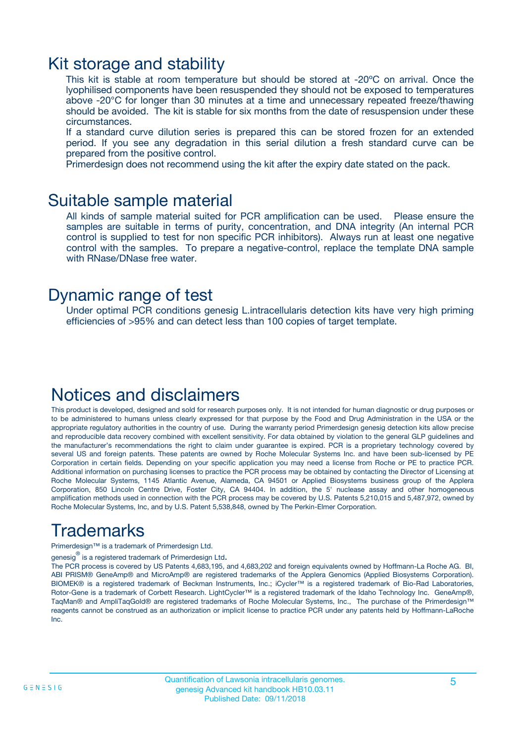## Kit storage and stability

This kit is stable at room temperature but should be stored at -20ºC on arrival. Once the lyophilised components have been resuspended they should not be exposed to temperatures above -20°C for longer than 30 minutes at a time and unnecessary repeated freeze/thawing should be avoided. The kit is stable for six months from the date of resuspension under these circumstances.

If a standard curve dilution series is prepared this can be stored frozen for an extended period. If you see any degradation in this serial dilution a fresh standard curve can be prepared from the positive control.

Primerdesign does not recommend using the kit after the expiry date stated on the pack.

## Suitable sample material

All kinds of sample material suited for PCR amplification can be used. Please ensure the samples are suitable in terms of purity, concentration, and DNA integrity (An internal PCR control is supplied to test for non specific PCR inhibitors). Always run at least one negative control with the samples. To prepare a negative-control, replace the template DNA sample with RNase/DNase free water.

## Dynamic range of test

Under optimal PCR conditions genesig L.intracellularis detection kits have very high priming efficiencies of >95% and can detect less than 100 copies of target template.

## Notices and disclaimers

This product is developed, designed and sold for research purposes only. It is not intended for human diagnostic or drug purposes or to be administered to humans unless clearly expressed for that purpose by the Food and Drug Administration in the USA or the appropriate regulatory authorities in the country of use. During the warranty period Primerdesign genesig detection kits allow precise and reproducible data recovery combined with excellent sensitivity. For data obtained by violation to the general GLP guidelines and the manufacturer's recommendations the right to claim under guarantee is expired. PCR is a proprietary technology covered by several US and foreign patents. These patents are owned by Roche Molecular Systems Inc. and have been sub-licensed by PE Corporation in certain fields. Depending on your specific application you may need a license from Roche or PE to practice PCR. Additional information on purchasing licenses to practice the PCR process may be obtained by contacting the Director of Licensing at Roche Molecular Systems, 1145 Atlantic Avenue, Alameda, CA 94501 or Applied Biosystems business group of the Applera Corporation, 850 Lincoln Centre Drive, Foster City, CA 94404. In addition, the 5' nuclease assay and other homogeneous amplification methods used in connection with the PCR process may be covered by U.S. Patents 5,210,015 and 5,487,972, owned by Roche Molecular Systems, Inc, and by U.S. Patent 5,538,848, owned by The Perkin-Elmer Corporation.

## Trademarks

Primerdesign™ is a trademark of Primerdesign Ltd.

genesig® is a registered trademark of Primerdesign Ltd.

The PCR process is covered by US Patents 4,683,195, and 4,683,202 and foreign equivalents owned by Hoffmann-La Roche AG. BI, ABI PRISM® GeneAmp® and MicroAmp® are registered trademarks of the Applera Genomics (Applied Biosystems Corporation). BIOMEK® is a registered trademark of Beckman Instruments, Inc.; iCycler™ is a registered trademark of Bio-Rad Laboratories, Rotor-Gene is a trademark of Corbett Research. LightCycler™ is a registered trademark of the Idaho Technology Inc. GeneAmp®, TaqMan® and AmpliTaqGold® are registered trademarks of Roche Molecular Systems, Inc., The purchase of the Primerdesign™ reagents cannot be construed as an authorization or implicit license to practice PCR under any patents held by Hoffmann-LaRoche Inc.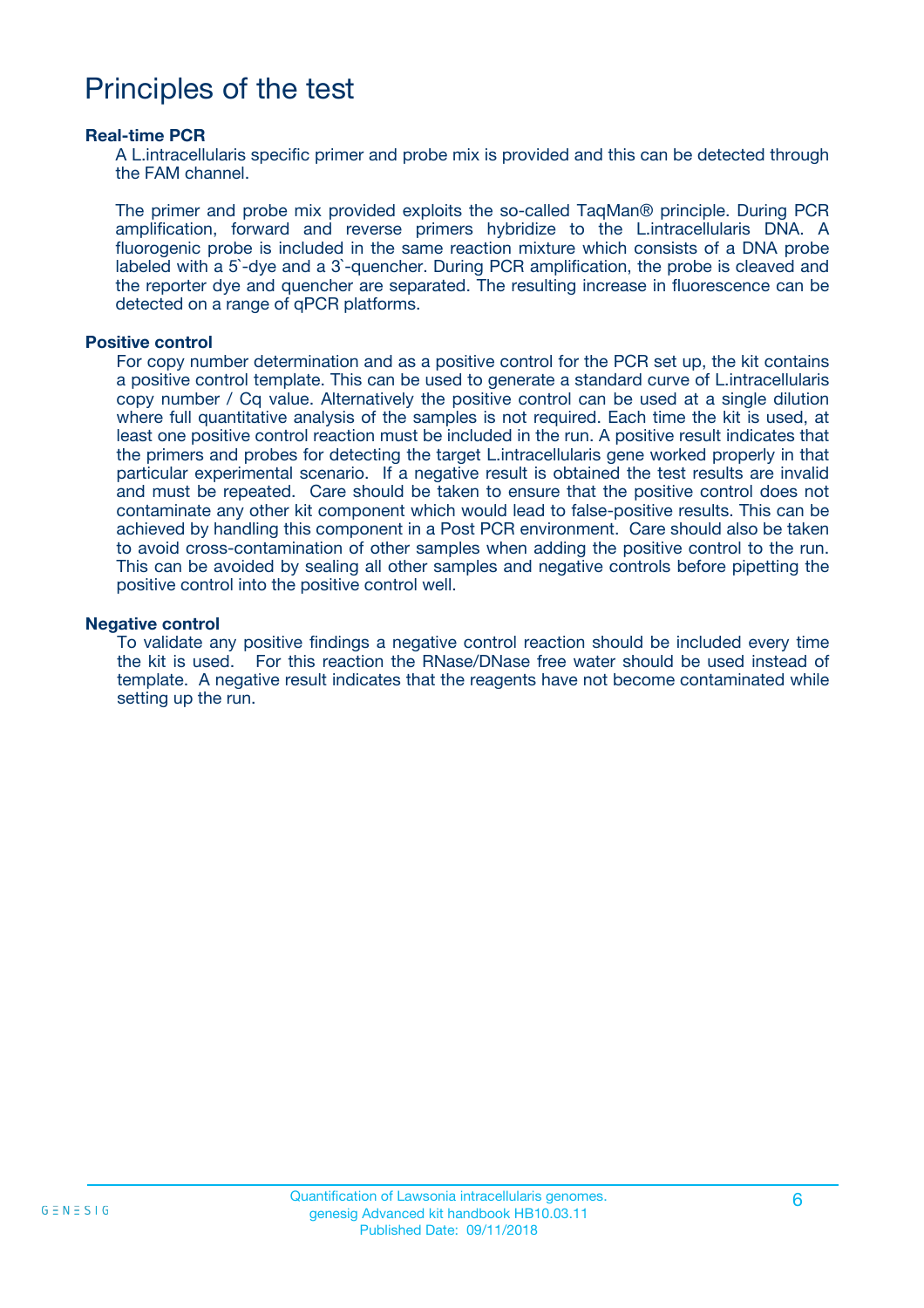# Principles of the test

### Real-time PCR

A L.intracellularis specific primer and probe mix is provided and this can be detected through the FAM channel.

The primer and probe mix provided exploits the so-called TaqMan® principle. During PCR amplification, forward and reverse primers hybridize to the L.intracellularis DNA. A fluorogenic probe is included in the same reaction mixture which consists of a DNA probe labeled with a 5`-dye and a 3`-quencher. During PCR amplification, the probe is cleaved and the reporter dye and quencher are separated. The resulting increase in fluorescence can be detected on a range of qPCR platforms.

### Positive control

For copy number determination and as a positive control for the PCR set up, the kit contains a positive control template. This can be used to generate a standard curve of L.intracellularis copy number / Cq value. Alternatively the positive control can be used at a single dilution where full quantitative analysis of the samples is not required. Each time the kit is used, at least one positive control reaction must be included in the run. A positive result indicates that the primers and probes for detecting the target L.intracellularis gene worked properly in that particular experimental scenario. If a negative result is obtained the test results are invalid and must be repeated. Care should be taken to ensure that the positive control does not contaminate any other kit component which would lead to false-positive results. This can be achieved by handling this component in a Post PCR environment. Care should also be taken to avoid cross-contamination of other samples when adding the positive control to the run. This can be avoided by sealing all other samples and negative controls before pipetting the positive control into the positive control well.

### Negative control

To validate any positive findings a negative control reaction should be included every time the kit is used. For this reaction the RNase/DNase free water should be used instead of template. A negative result indicates that the reagents have not become contaminated while setting up the run.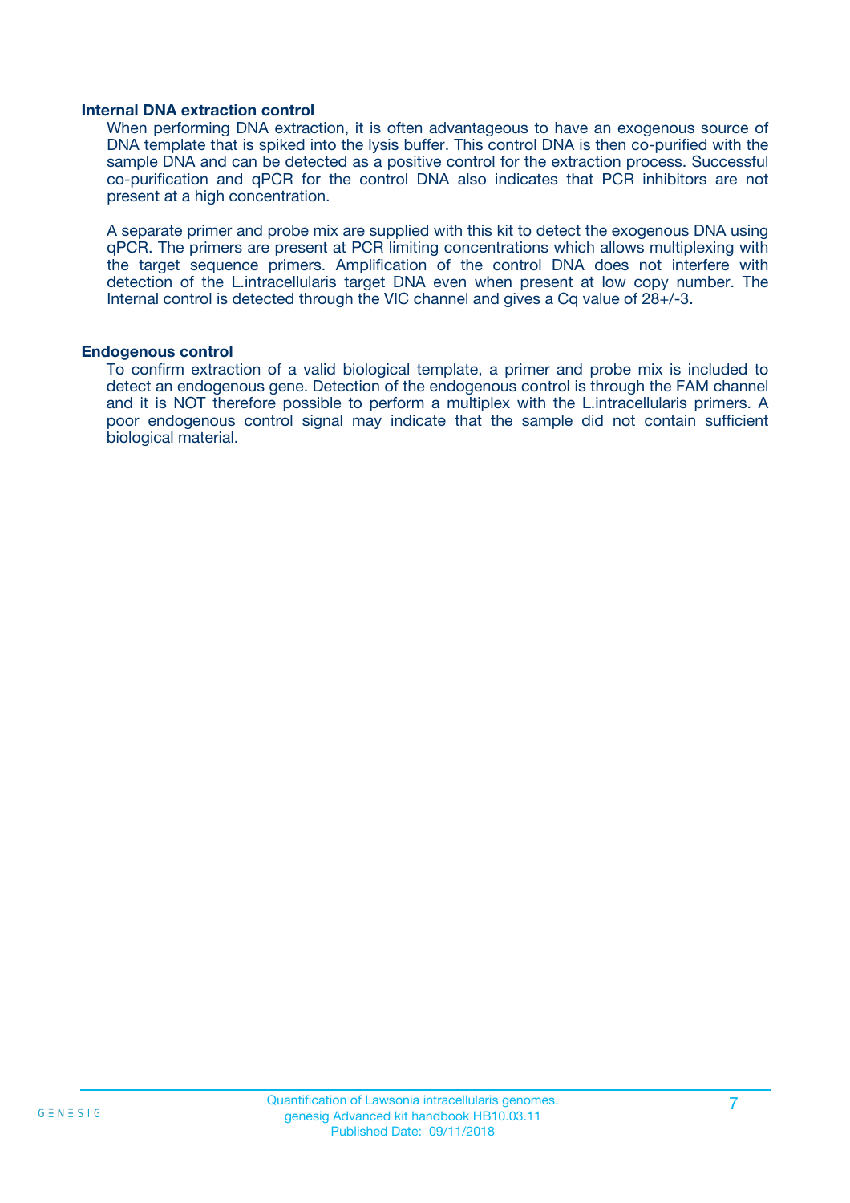### Internal DNA extraction control

When performing DNA extraction, it is often advantageous to have an exogenous source of DNA template that is spiked into the lysis buffer. This control DNA is then co-purified with the sample DNA and can be detected as a positive control for the extraction process. Successful co-purification and qPCR for the control DNA also indicates that PCR inhibitors are not present at a high concentration.

A separate primer and probe mix are supplied with this kit to detect the exogenous DNA using qPCR. The primers are present at PCR limiting concentrations which allows multiplexing with the target sequence primers. Amplification of the control DNA does not interfere with detection of the L.intracellularis target DNA even when present at low copy number. The Internal control is detected through the VIC channel and gives a Cq value of 28+/-3.

### Endogenous control

To confirm extraction of a valid biological template, a primer and probe mix is included to detect an endogenous gene. Detection of the endogenous control is through the FAM channel and it is NOT therefore possible to perform a multiplex with the L.intracellularis primers. A poor endogenous control signal may indicate that the sample did not contain sufficient biological material.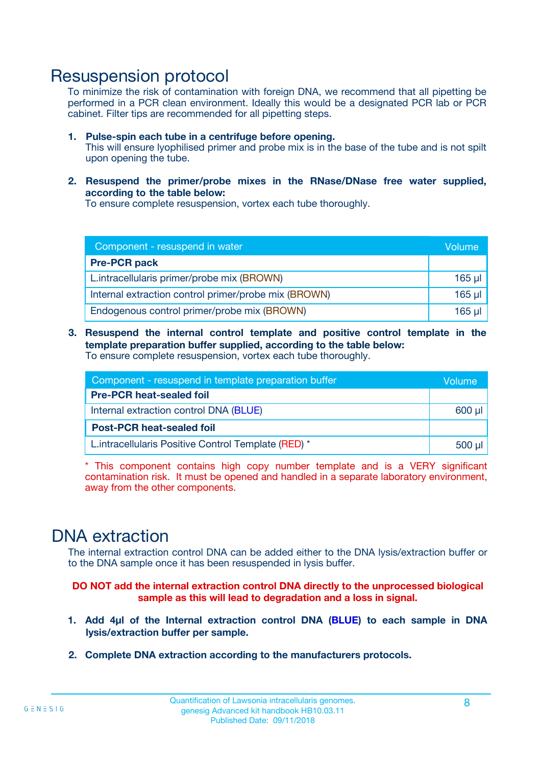# Resuspension protocol

To minimize the risk of contamination with foreign DNA, we recommend that all pipetting be performed in a PCR clean environment. Ideally this would be a designated PCR lab or PCR cabinet. Filter tips are recommended for all pipetting steps.

1. **Pulse-spin each tube in a centrifuge before opening.**
   This will ensure lyophilised primer and probe mix is in the base of the tube and is not spilt upon opening the tube.

2. **Resuspend the primer/probe mixes in the RNase/DNase free water supplied, according to the table below:**
   To ensure complete resuspension, vortex each tube thoroughly.

| Component - resuspend in water | Volume |
|---|---|
| **Pre-PCR pack** | |
| L.intracellularis primer/probe mix (BROWN) | 165 µl |
| Internal extraction control primer/probe mix (BROWN) | 165 µl |
| Endogenous control primer/probe mix (BROWN) | 165 µl |

3. **Resuspend the internal control template and positive control template in the template preparation buffer supplied, according to the table below:**
   To ensure complete resuspension, vortex each tube thoroughly.

| Component - resuspend in template preparation buffer | Volume |
|---|---|
| **Pre-PCR heat-sealed foil** | |
| Internal extraction control DNA (BLUE) | 600 µl |
| **Post-PCR heat-sealed foil** | |
| L.intracellularis Positive Control Template (RED) * | 500 µl |

* This component contains high copy number template and is a VERY significant contamination risk. It must be opened and handled in a separate laboratory environment, away from the other components.

# DNA extraction

The internal extraction control DNA can be added either to the DNA lysis/extraction buffer or to the DNA sample once it has been resuspended in lysis buffer.

**DO NOT add the internal extraction control DNA directly to the unprocessed biological sample as this will lead to degradation and a loss in signal.**

1. **Add 4µl of the Internal extraction control DNA (BLUE) to each sample in DNA lysis/extraction buffer per sample.**

2. **Complete DNA extraction according to the manufacturers protocols.**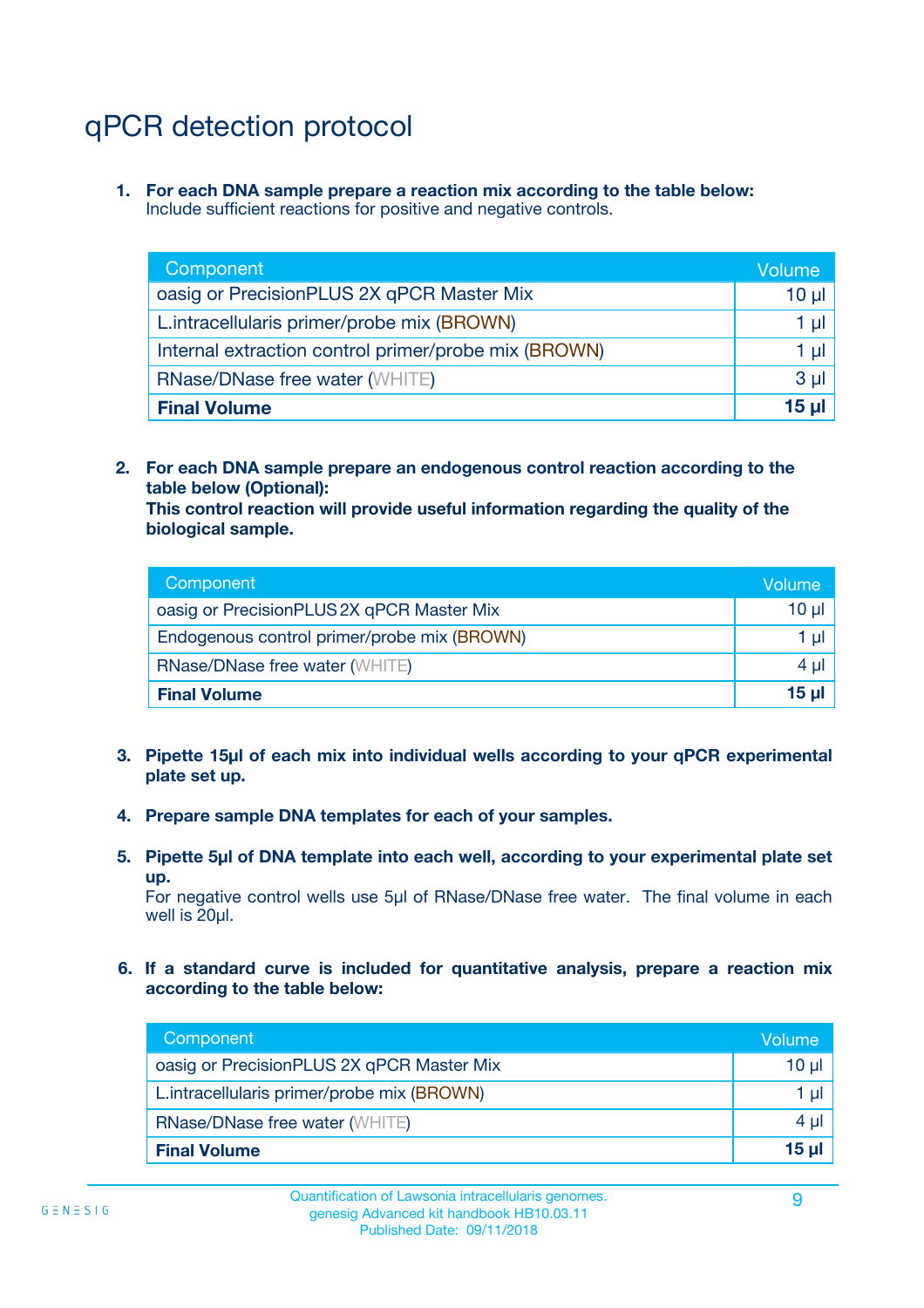# qPCR detection protocol

1. **For each DNA sample prepare a reaction mix according to the table below:**
   Include sufficient reactions for positive and negative controls.

| Component | Volume |
|---|---|
| oasig or PrecisionPLUS 2X qPCR Master Mix | 10 µl |
| L.intracellularis primer/probe mix (BROWN) | 1 µl |
| Internal extraction control primer/probe mix (BROWN) | 1 µl |
| RNase/DNase free water (WHITE) | 3 µl |
| **Final Volume** | **15 µl** |

2. **For each DNA sample prepare an endogenous control reaction according to the table below (Optional):**
   **This control reaction will provide useful information regarding the quality of the biological sample.**

| Component | Volume |
|---|---|
| oasig or PrecisionPLUS 2X qPCR Master Mix | 10 µl |
| Endogenous control primer/probe mix (BROWN) | 1 µl |
| RNase/DNase free water (WHITE) | 4 µl |
| **Final Volume** | **15 µl** |

3. **Pipette 15µl of each mix into individual wells according to your qPCR experimental plate set up.**

4. **Prepare sample DNA templates for each of your samples.**

5. **Pipette 5µl of DNA template into each well, according to your experimental plate set up.**
   For negative control wells use 5µl of RNase/DNase free water. The final volume in each well is 20µl.

6. **If a standard curve is included for quantitative analysis, prepare a reaction mix according to the table below:**

| Component | Volume |
|---|---|
| oasig or PrecisionPLUS 2X qPCR Master Mix | 10 µl |
| L.intracellularis primer/probe mix (BROWN) | 1 µl |
| RNase/DNase free water (WHITE) | 4 µl |
| **Final Volume** | **15 µl** |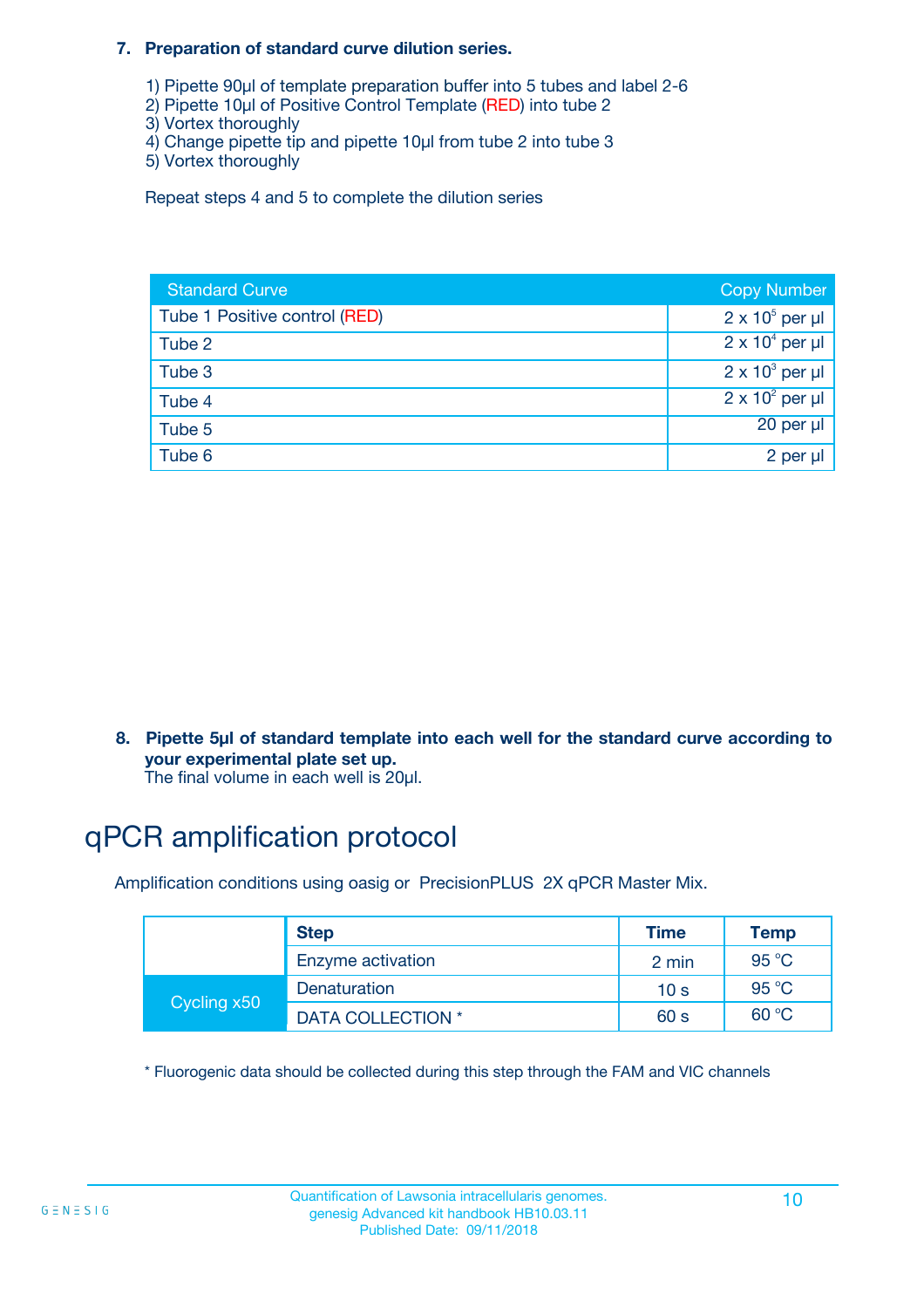7. **Preparation of standard curve dilution series.**

   1) Pipette 90µl of template preparation buffer into 5 tubes and label 2-6
   2) Pipette 10µl of Positive Control Template (RED) into tube 2
   3) Vortex thoroughly
   4) Change pipette tip and pipette 10µl from tube 2 into tube 3
   5) Vortex thoroughly

   Repeat steps 4 and 5 to complete the dilution series

| Standard Curve | Copy Number |
|---|---|
| Tube 1 Positive control (RED) | $2 \times 10^5$ per µl |
| Tube 2 | $2 \times 10^4$ per µl |
| Tube 3 | $2 \times 10^3$ per µl |
| Tube 4 | $2 \times 10^2$ per µl |
| Tube 5 | 20 per µl |
| Tube 6 | 2 per µl |

8. **Pipette 5µl of standard template into each well for the standard curve according to your experimental plate set up.**
   The final volume in each well is 20µl.

# qPCR amplification protocol

Amplification conditions using oasig or PrecisionPLUS 2X qPCR Master Mix.

| | Step | Time | Temp |
|---|---|---|---|
| | Enzyme activation | 2 min | 95 °C |
| Cycling x50 | Denaturation | 10 s | 95 °C |
| | DATA COLLECTION * | 60 s | 60 °C |

* Fluorogenic data should be collected during this step through the FAM and VIC channels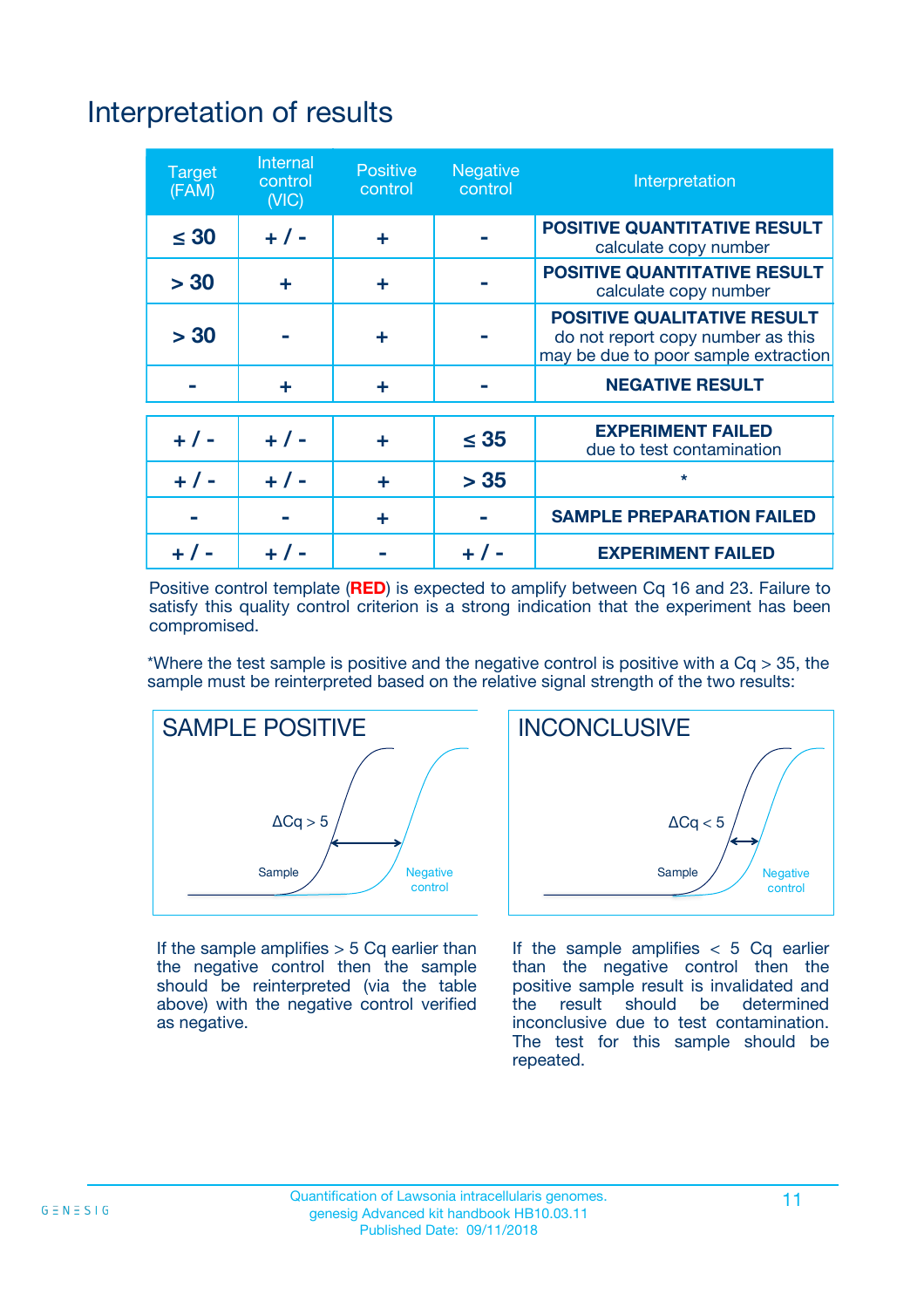# Interpretation of results

| Target (FAM) | Internal control (VIC) | Positive control | Negative control | Interpretation |
|---|---|---|---|---|
| ≤ 30 | + / - | + | - | **POSITIVE QUANTITATIVE RESULT** calculate copy number |
| > 30 | + | + | - | **POSITIVE QUANTITATIVE RESULT** calculate copy number |
| > 30 | - | + | - | **POSITIVE QUALITATIVE RESULT** do not report copy number as this may be due to poor sample extraction |
| - | + | + | - | **NEGATIVE RESULT** |
| + / - | + / - | + | ≤ 35 | **EXPERIMENT FAILED** due to test contamination |
| + / - | + / - | + | > 35 | * |
| - | - | + | - | **SAMPLE PREPARATION FAILED** |
| + / - | + / - | - | + / - | **EXPERIMENT FAILED** |

Positive control template (**RED**) is expected to amplify between Cq 16 and 23. Failure to satisfy this quality control criterion is a strong indication that the experiment has been compromised.

*Where the test sample is positive and the negative control is positive with a Cq > 35, the sample must be reinterpreted based on the relative signal strength of the two results:

**SAMPLE POSITIVE**

ΔCq > 5

Sample

Negative control

If the sample amplifies > 5 Cq earlier than the negative control then the sample should be reinterpreted (via the table above) with the negative control verified as negative.

**INCONCLUSIVE**

ΔCq < 5

Sample

Negative control

If the sample amplifies < 5 Cq earlier than the negative control then the positive sample result is invalidated and the result should be determined inconclusive due to test contamination. The test for this sample should be repeated.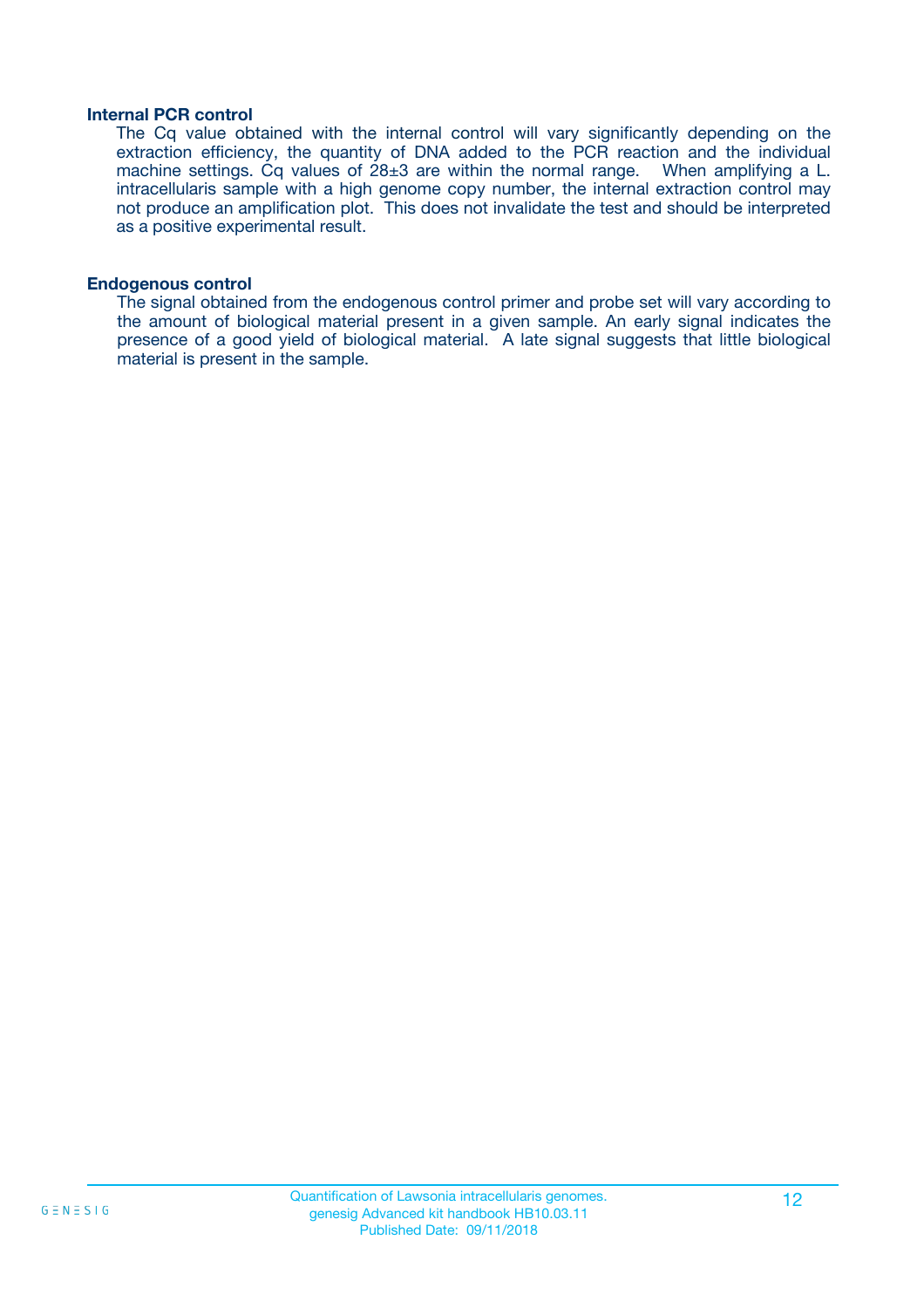### Internal PCR control

The Cq value obtained with the internal control will vary significantly depending on the extraction efficiency, the quantity of DNA added to the PCR reaction and the individual machine settings. Cq values of $28\pm3$ are within the normal range. When amplifying a L. intracellularis sample with a high genome copy number, the internal extraction control may not produce an amplification plot. This does not invalidate the test and should be interpreted as a positive experimental result.

### Endogenous control

The signal obtained from the endogenous control primer and probe set will vary according to the amount of biological material present in a given sample. An early signal indicates the presence of a good yield of biological material. A late signal suggests that little biological material is present in the sample.